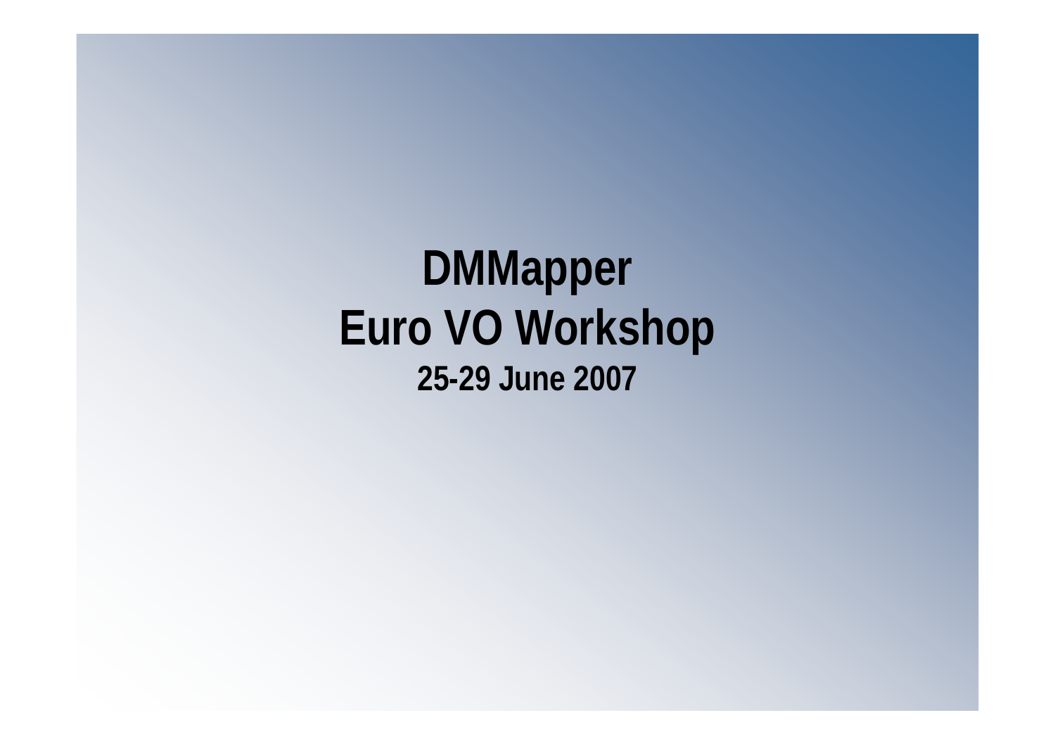# DMMapper
# Euro VO Workshop
## 25-29 June 2007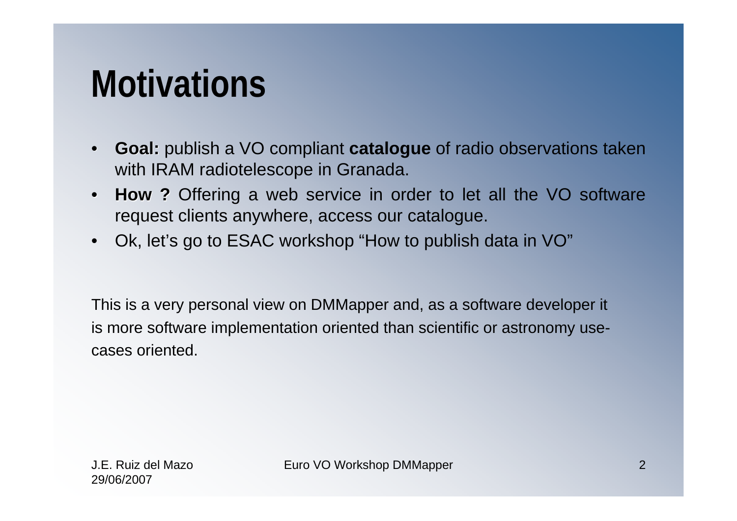# Motivations

- **Goal:** publish a VO compliant **catalogue** of radio observations taken with IRAM radiotelescope in Granada.
- **How ?** Offering a web service in order to let all the VO software request clients anywhere, access our catalogue.
- Ok, let's go to ESAC workshop "How to publish data in VO"

This is a very personal view on DMMapper and, as a software developer it is more software implementation oriented than scientific or astronomy use-cases oriented.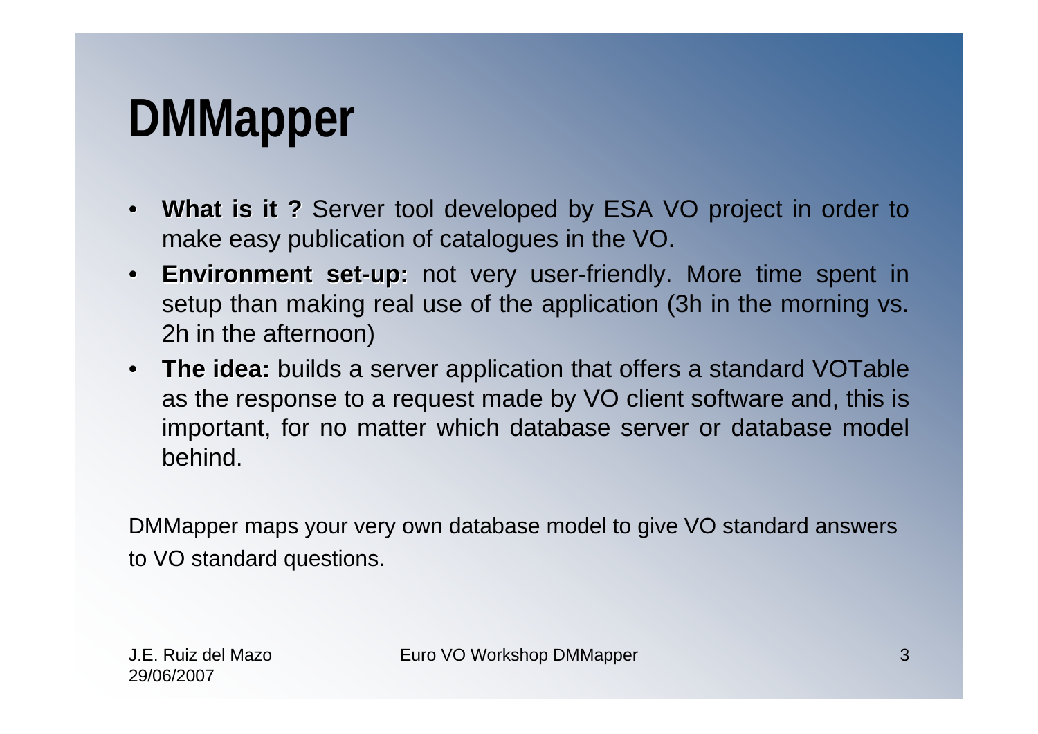# DMMapper

- **What is it ?** Server tool developed by ESA VO project in order to make easy publication of catalogues in the VO.
- **Environment set-up:** not very user-friendly. More time spent in setup than making real use of the application (3h in the morning vs. 2h in the afternoon)
- **The idea:** builds a server application that offers a standard VOTable as the response to a request made by VO client software and, this is important, for no matter which database server or database model behind.

DMMapper maps your very own database model to give VO standard answers to VO standard questions.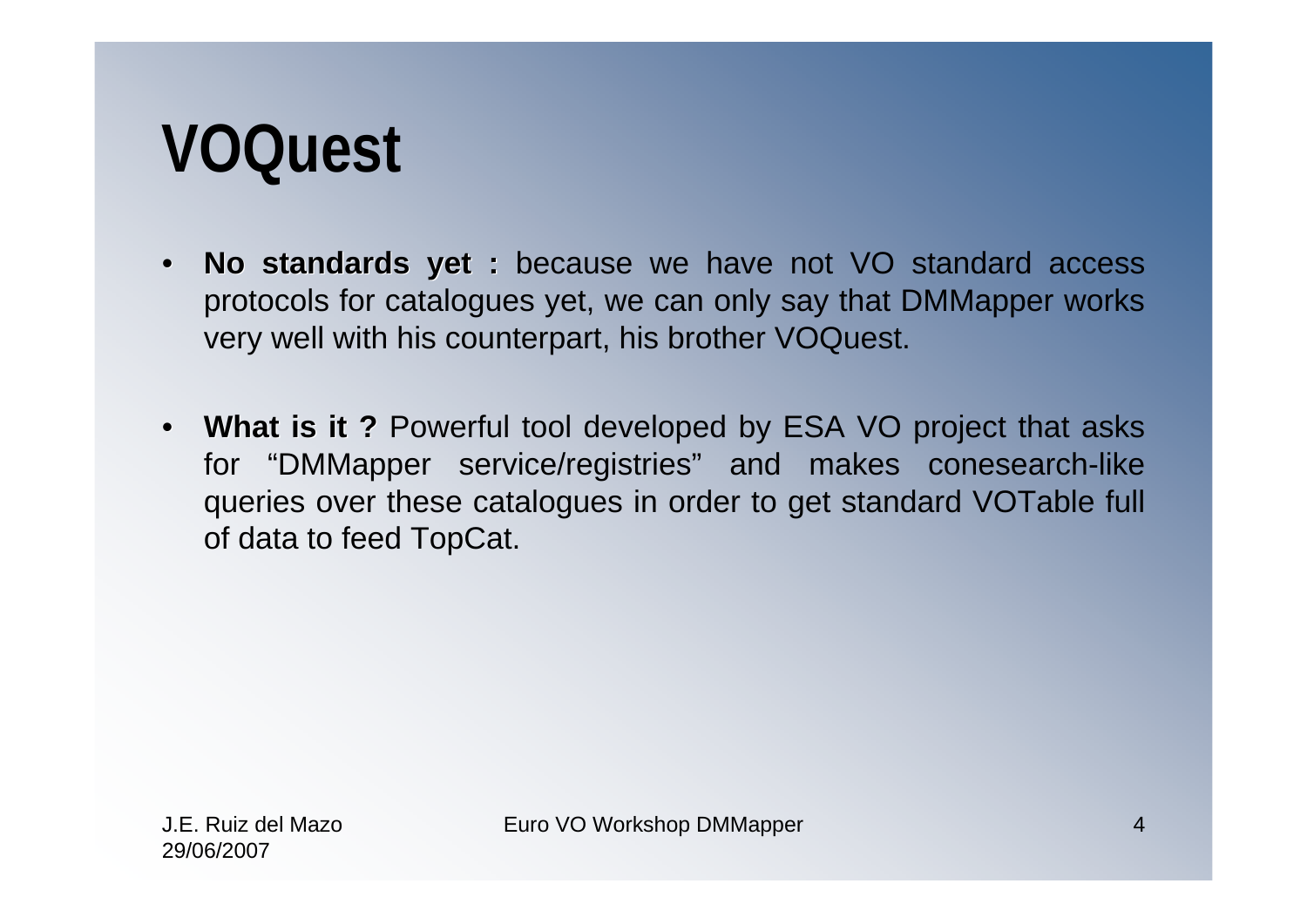# VOQuest

- **No standards yet :** because we have not VO standard access protocols for catalogues yet, we can only say that DMMapper works very well with his counterpart, his brother VOQuest.
- **What is it ?** Powerful tool developed by ESA VO project that asks for "DMMapper service/registries" and makes conesearch-like queries over these catalogues in order to get standard VOTable full of data to feed TopCat.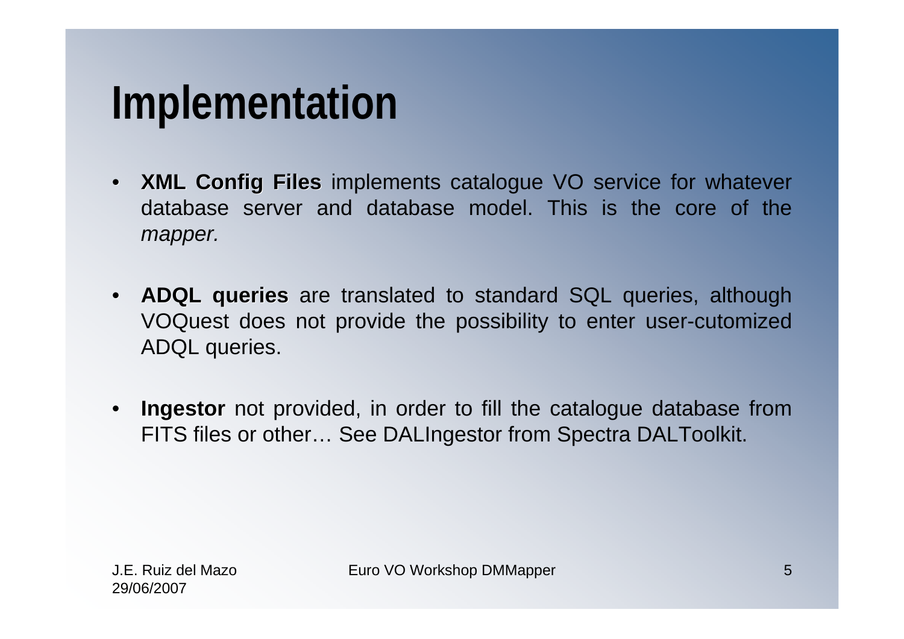# Implementation

- **XML Config Files** implements catalogue VO service for whatever database server and database model. This is the core of the *mapper.*

- **ADQL queries** are translated to standard SQL queries, although VOQuest does not provide the possibility to enter user-cutomized ADQL queries.

- **Ingestor** not provided, in order to fill the catalogue database from FITS files or other… See DALIngestor from Spectra DALToolkit.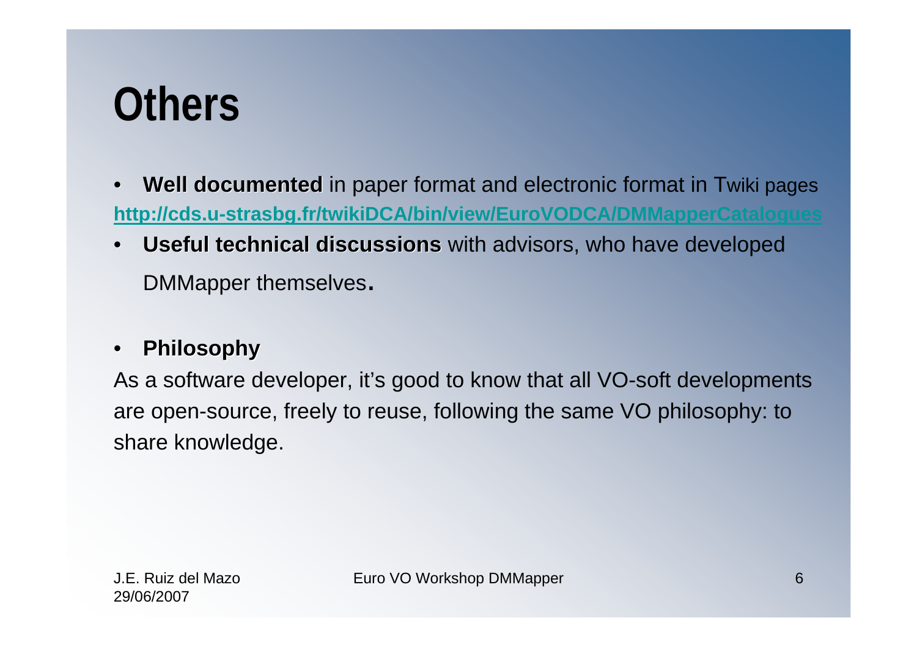# Others

- **Well documented** in paper format and electronic format in Twiki pages http://cds.u-strasbg.fr/twikiDCA/bin/view/EuroVODCA/DMMapperCatalogues
- **Useful technical discussions** with advisors, who have developed DMMapper themselves.
- **Philosophy**

As a software developer, it's good to know that all VO-soft developments are open-source, freely to reuse, following the same VO philosophy: to share knowledge.